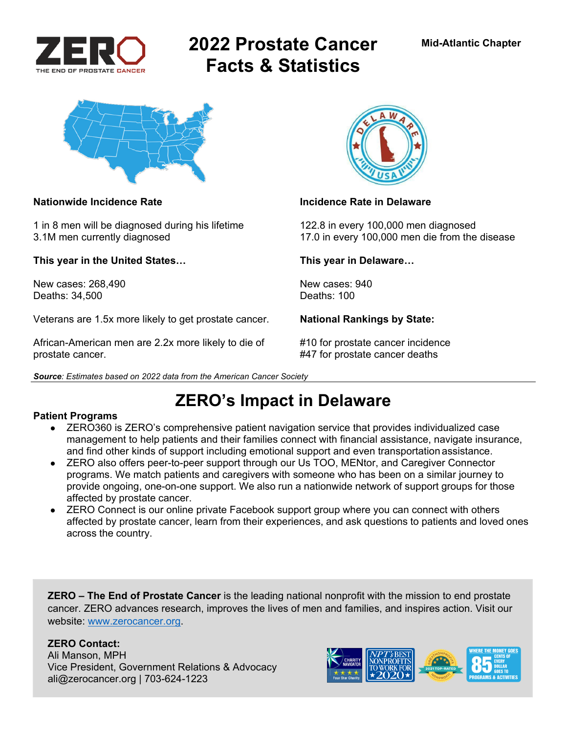# 2022 Prostate Cancer Facts & Statistics

Mid-Atlantic Chapter

ZERO THE END OF PROSTATE CANCER

**Nationwide Incidence Rate**

1 in 8 men will be diagnosed during his lifetime
3.1M men currently diagnosed

**This year in the United States…**

New cases: 268,490
Deaths: 34,500

Veterans are 1.5x more likely to get prostate cancer.

African-American men are 2.2x more likely to die of prostate cancer.

**Incidence Rate in Delaware**

122.8 in every 100,000 men diagnosed
17.0 in every 100,000 men die from the disease

**This year in Delaware…**

New cases: 940
Deaths: 100

**National Rankings by State:**

#10 for prostate cancer incidence
#47 for prostate cancer deaths

***Source**: Estimates based on 2022 data from the American Cancer Society*

## ZERO's Impact in Delaware

**Patient Programs**

- ZERO360 is ZERO's comprehensive patient navigation service that provides individualized case management to help patients and their families connect with financial assistance, navigate insurance, and find other kinds of support including emotional support and even transportation assistance.
- ZERO also offers peer-to-peer support through our Us TOO, MENtor, and Caregiver Connector programs. We match patients and caregivers with someone who has been on a similar journey to provide ongoing, one-on-one support. We also run a nationwide network of support groups for those affected by prostate cancer.
- ZERO Connect is our online private Facebook support group where you can connect with others affected by prostate cancer, learn from their experiences, and ask questions to patients and loved ones across the country.

**ZERO – The End of Prostate Cancer** is the leading national nonprofit with the mission to end prostate cancer. ZERO advances research, improves the lives of men and families, and inspires action. Visit our website: [www.zerocancer.org](http://www.zerocancer.org).

**ZERO Contact:**
Ali Manson, MPH
Vice President, Government Relations & Advocacy
ali@zerocancer.org | 703-624-1223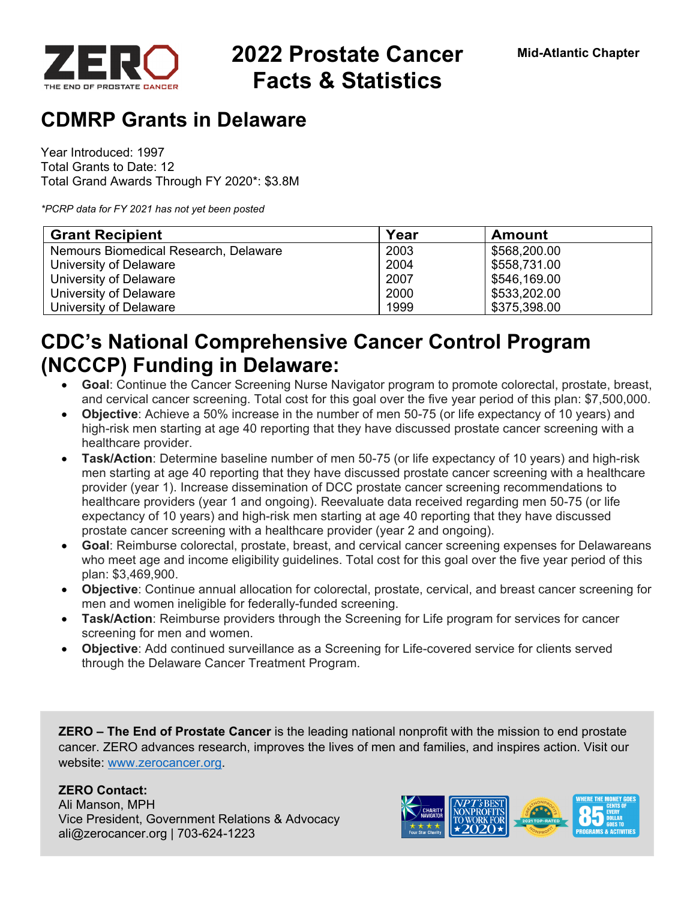# 2022 Prostate Cancer Facts & Statistics

Mid-Atlantic Chapter

## CDMRP Grants in Delaware

Year Introduced: 1997
Total Grants to Date: 12
Total Grand Awards Through FY 2020*: $3.8M

*\*PCRP data for FY 2021 has not yet been posted*

| Grant Recipient | Year | Amount |
|---|---|---|
| Nemours Biomedical Research, Delaware | 2003 | $568,200.00 |
| University of Delaware | 2004 | $558,731.00 |
| University of Delaware | 2007 | $546,169.00 |
| University of Delaware | 2000 | $533,202.00 |
| University of Delaware | 1999 | $375,398.00 |

## CDC's National Comprehensive Cancer Control Program (NCCCP) Funding in Delaware:

- **Goal**: Continue the Cancer Screening Nurse Navigator program to promote colorectal, prostate, breast, and cervical cancer screening. Total cost for this goal over the five year period of this plan: $7,500,000.
- **Objective**: Achieve a 50% increase in the number of men 50-75 (or life expectancy of 10 years) and high-risk men starting at age 40 reporting that they have discussed prostate cancer screening with a healthcare provider.
- **Task/Action**: Determine baseline number of men 50-75 (or life expectancy of 10 years) and high-risk men starting at age 40 reporting that they have discussed prostate cancer screening with a healthcare provider (year 1). Increase dissemination of DCC prostate cancer screening recommendations to healthcare providers (year 1 and ongoing). Reevaluate data received regarding men 50-75 (or life expectancy of 10 years) and high-risk men starting at age 40 reporting that they have discussed prostate cancer screening with a healthcare provider (year 2 and ongoing).
- **Goal**: Reimburse colorectal, prostate, breast, and cervical cancer screening expenses for Delawareans who meet age and income eligibility guidelines. Total cost for this goal over the five year period of this plan: $3,469,900.
- **Objective**: Continue annual allocation for colorectal, prostate, cervical, and breast cancer screening for men and women ineligible for federally-funded screening.
- **Task/Action**: Reimburse providers through the Screening for Life program for services for cancer screening for men and women.
- **Objective**: Add continued surveillance as a Screening for Life-covered service for clients served through the Delaware Cancer Treatment Program.

**ZERO – The End of Prostate Cancer** is the leading national nonprofit with the mission to end prostate cancer. ZERO advances research, improves the lives of men and families, and inspires action. Visit our website: www.zerocancer.org.

**ZERO Contact:**
Ali Manson, MPH
Vice President, Government Relations & Advocacy
ali@zerocancer.org | 703-624-1223